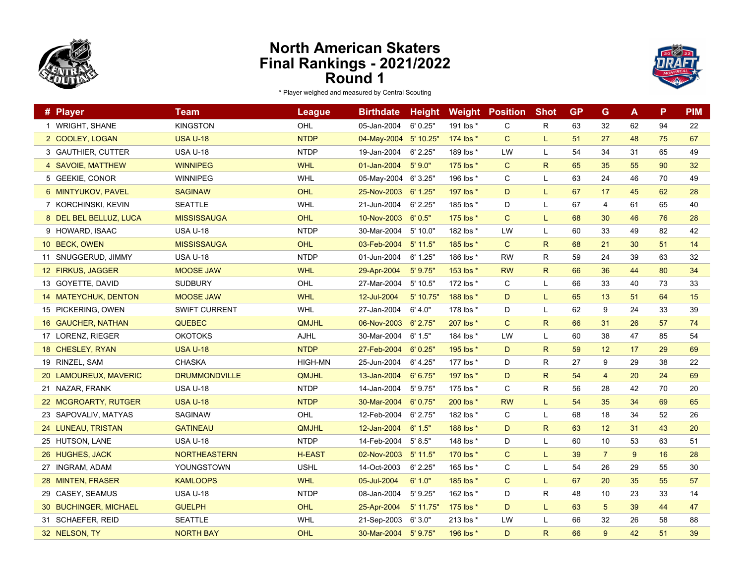# North American Skaters
# Final Rankings - 2021/2022
# Round 1

\* Player weighed and measured by Central Scouting

| # | Player | Team | League | Birthdate | Height | Weight | Position | Shot | GP | G | A | P | PIM |
|---|---|---|---|---|---|---|---|---|---|---|---|---|---|
| 1 | WRIGHT, SHANE | KINGSTON | OHL | 05-Jan-2004 | 6' 0.25" | 191 lbs * | C | R | 63 | 32 | 62 | 94 | 22 |
| 2 | COOLEY, LOGAN | USA U-18 | NTDP | 04-May-2004 | 5' 10.25" | 174 lbs * | C | L | 51 | 27 | 48 | 75 | 67 |
| 3 | GAUTHIER, CUTTER | USA U-18 | NTDP | 19-Jan-2004 | 6' 2.25" | 189 lbs * | LW | L | 54 | 34 | 31 | 65 | 49 |
| 4 | SAVOIE, MATTHEW | WINNIPEG | WHL | 01-Jan-2004 | 5' 9.0" | 175 lbs * | C | R | 65 | 35 | 55 | 90 | 32 |
| 5 | GEEKIE, CONOR | WINNIPEG | WHL | 05-May-2004 | 6' 3.25" | 196 lbs * | C | L | 63 | 24 | 46 | 70 | 49 |
| 6 | MINTYUKOV, PAVEL | SAGINAW | OHL | 25-Nov-2003 | 6' 1.25" | 197 lbs * | D | L | 67 | 17 | 45 | 62 | 28 |
| 7 | KORCHINSKI, KEVIN | SEATTLE | WHL | 21-Jun-2004 | 6' 2.25" | 185 lbs * | D | L | 67 | 4 | 61 | 65 | 40 |
| 8 | DEL BEL BELLUZ, LUCA | MISSISSAUGA | OHL | 10-Nov-2003 | 6' 0.5" | 175 lbs * | C | L | 68 | 30 | 46 | 76 | 28 |
| 9 | HOWARD, ISAAC | USA U-18 | NTDP | 30-Mar-2004 | 5' 10.0" | 182 lbs * | LW | L | 60 | 33 | 49 | 82 | 42 |
| 10 | BECK, OWEN | MISSISSAUGA | OHL | 03-Feb-2004 | 5' 11.5" | 185 lbs * | C | R | 68 | 21 | 30 | 51 | 14 |
| 11 | SNUGGERUD, JIMMY | USA U-18 | NTDP | 01-Jun-2004 | 6' 1.25" | 186 lbs * | RW | R | 59 | 24 | 39 | 63 | 32 |
| 12 | FIRKUS, JAGGER | MOOSE JAW | WHL | 29-Apr-2004 | 5' 9.75" | 153 lbs * | RW | R | 66 | 36 | 44 | 80 | 34 |
| 13 | GOYETTE, DAVID | SUDBURY | OHL | 27-Mar-2004 | 5' 10.5" | 172 lbs * | C | L | 66 | 33 | 40 | 73 | 33 |
| 14 | MATEYCHUK, DENTON | MOOSE JAW | WHL | 12-Jul-2004 | 5' 10.75" | 188 lbs * | D | L | 65 | 13 | 51 | 64 | 15 |
| 15 | PICKERING, OWEN | SWIFT CURRENT | WHL | 27-Jan-2004 | 6' 4.0" | 178 lbs * | D | L | 62 | 9 | 24 | 33 | 39 |
| 16 | GAUCHER, NATHAN | QUEBEC | QMJHL | 06-Nov-2003 | 6' 2.75" | 207 lbs * | C | R | 66 | 31 | 26 | 57 | 74 |
| 17 | LORENZ, RIEGER | OKOTOKS | AJHL | 30-Mar-2004 | 6' 1.5" | 184 lbs * | LW | L | 60 | 38 | 47 | 85 | 54 |
| 18 | CHESLEY, RYAN | USA U-18 | NTDP | 27-Feb-2004 | 6' 0.25" | 195 lbs * | D | R | 59 | 12 | 17 | 29 | 69 |
| 19 | RINZEL, SAM | CHASKA | HIGH-MN | 25-Jun-2004 | 6' 4.25" | 177 lbs * | D | R | 27 | 9 | 29 | 38 | 22 |
| 20 | LAMOUREUX, MAVERIC | DRUMMONDVILLE | QMJHL | 13-Jan-2004 | 6' 6.75" | 197 lbs * | D | R | 54 | 4 | 20 | 24 | 69 |
| 21 | NAZAR, FRANK | USA U-18 | NTDP | 14-Jan-2004 | 5' 9.75" | 175 lbs * | C | R | 56 | 28 | 42 | 70 | 20 |
| 22 | MCGROARTY, RUTGER | USA U-18 | NTDP | 30-Mar-2004 | 6' 0.75" | 200 lbs * | RW | L | 54 | 35 | 34 | 69 | 65 |
| 23 | SAPOVALIV, MATYAS | SAGINAW | OHL | 12-Feb-2004 | 6' 2.75" | 182 lbs * | C | L | 68 | 18 | 34 | 52 | 26 |
| 24 | LUNEAU, TRISTAN | GATINEAU | QMJHL | 12-Jan-2004 | 6' 1.5" | 188 lbs * | D | R | 63 | 12 | 31 | 43 | 20 |
| 25 | HUTSON, LANE | USA U-18 | NTDP | 14-Feb-2004 | 5' 8.5" | 148 lbs * | D | L | 60 | 10 | 53 | 63 | 51 |
| 26 | HUGHES, JACK | NORTHEASTERN | H-EAST | 02-Nov-2003 | 5' 11.5" | 170 lbs * | C | L | 39 | 7 | 9 | 16 | 28 |
| 27 | INGRAM, ADAM | YOUNGSTOWN | USHL | 14-Oct-2003 | 6' 2.25" | 165 lbs * | C | L | 54 | 26 | 29 | 55 | 30 |
| 28 | MINTEN, FRASER | KAMLOOPS | WHL | 05-Jul-2004 | 6' 1.0" | 185 lbs * | C | L | 67 | 20 | 35 | 55 | 57 |
| 29 | CASEY, SEAMUS | USA U-18 | NTDP | 08-Jan-2004 | 5' 9.25" | 162 lbs * | D | R | 48 | 10 | 23 | 33 | 14 |
| 30 | BUCHINGER, MICHAEL | GUELPH | OHL | 25-Apr-2004 | 5' 11.75" | 175 lbs * | D | L | 63 | 5 | 39 | 44 | 47 |
| 31 | SCHAEFER, REID | SEATTLE | WHL | 21-Sep-2003 | 6' 3.0" | 213 lbs * | LW | L | 66 | 32 | 26 | 58 | 88 |
| 32 | NELSON, TY | NORTH BAY | OHL | 30-Mar-2004 | 5' 9.75" | 196 lbs * | D | R | 66 | 9 | 42 | 51 | 39 |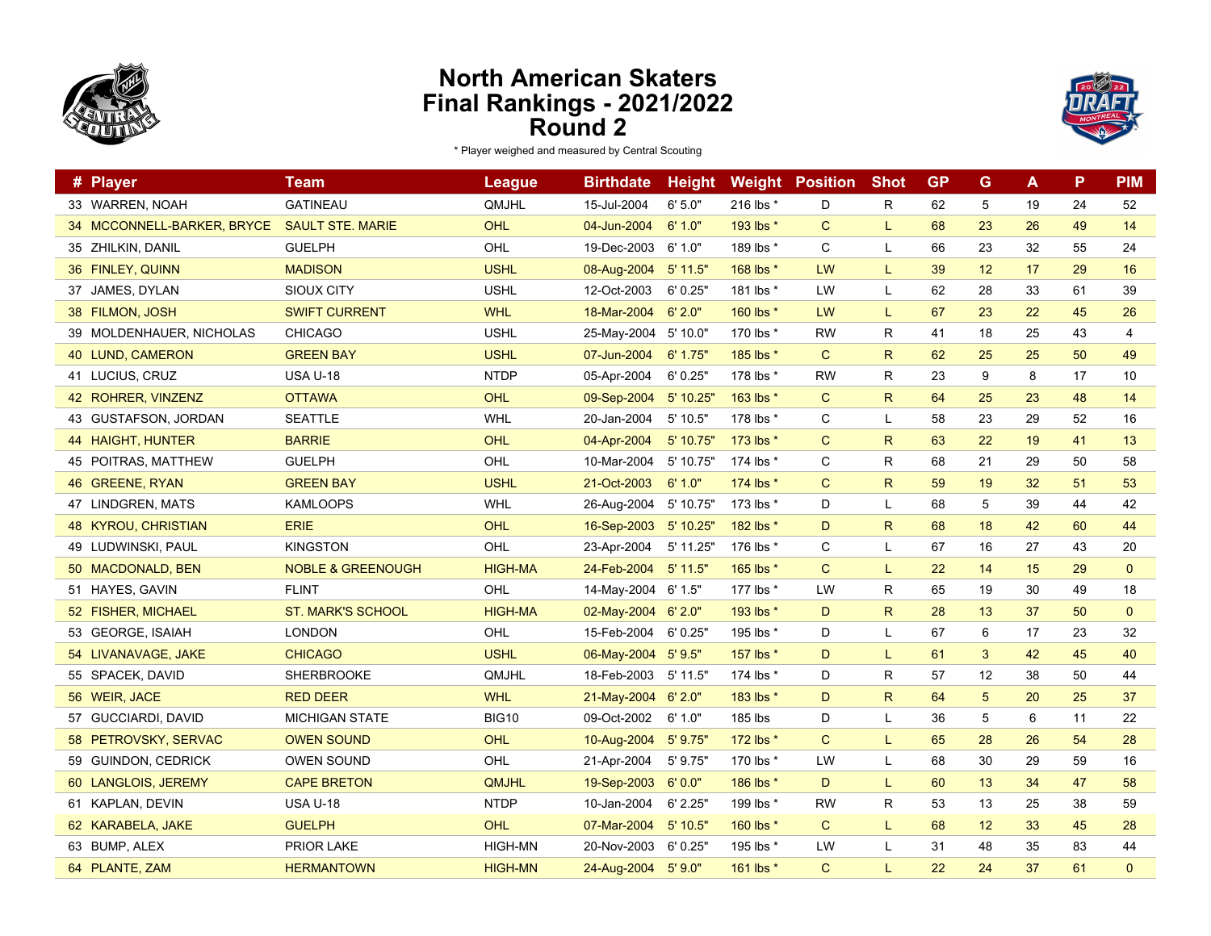# North American Skaters
# Final Rankings - 2021/2022
# Round 2

\* Player weighed and measured by Central Scouting

| # | Player | Team | League | Birthdate | Height | Weight | Position | Shot | GP | G | A | P | PIM |
|---|---|---|---|---|---|---|---|---|---|---|---|---|---|
| 33 | WARREN, NOAH | GATINEAU | QMJHL | 15-Jul-2004 | 6' 5.0" | 216 lbs * | D | R | 62 | 5 | 19 | 24 | 52 |
| 34 | MCCONNELL-BARKER, BRYCE | SAULT STE. MARIE | OHL | 04-Jun-2004 | 6' 1.0" | 193 lbs * | C | L | 68 | 23 | 26 | 49 | 14 |
| 35 | ZHILKIN, DANIL | GUELPH | OHL | 19-Dec-2003 | 6' 1.0" | 189 lbs * | C | L | 66 | 23 | 32 | 55 | 24 |
| 36 | FINLEY, QUINN | MADISON | USHL | 08-Aug-2004 | 5' 11.5" | 168 lbs * | LW | L | 39 | 12 | 17 | 29 | 16 |
| 37 | JAMES, DYLAN | SIOUX CITY | USHL | 12-Oct-2003 | 6' 0.25" | 181 lbs * | LW | L | 62 | 28 | 33 | 61 | 39 |
| 38 | FILMON, JOSH | SWIFT CURRENT | WHL | 18-Mar-2004 | 6' 2.0" | 160 lbs * | LW | L | 67 | 23 | 22 | 45 | 26 |
| 39 | MOLDENHAUER, NICHOLAS | CHICAGO | USHL | 25-May-2004 | 5' 10.0" | 170 lbs * | RW | R | 41 | 18 | 25 | 43 | 4 |
| 40 | LUND, CAMERON | GREEN BAY | USHL | 07-Jun-2004 | 6' 1.75" | 185 lbs * | C | R | 62 | 25 | 25 | 50 | 49 |
| 41 | LUCIUS, CRUZ | USA U-18 | NTDP | 05-Apr-2004 | 6' 0.25" | 178 lbs * | RW | R | 23 | 9 | 8 | 17 | 10 |
| 42 | ROHRER, VINZENZ | OTTAWA | OHL | 09-Sep-2004 | 5' 10.25" | 163 lbs * | C | R | 64 | 25 | 23 | 48 | 14 |
| 43 | GUSTAFSON, JORDAN | SEATTLE | WHL | 20-Jan-2004 | 5' 10.5" | 178 lbs * | C | L | 58 | 23 | 29 | 52 | 16 |
| 44 | HAIGHT, HUNTER | BARRIE | OHL | 04-Apr-2004 | 5' 10.75" | 173 lbs * | C | R | 63 | 22 | 19 | 41 | 13 |
| 45 | POITRAS, MATTHEW | GUELPH | OHL | 10-Mar-2004 | 5' 10.75" | 174 lbs * | C | R | 68 | 21 | 29 | 50 | 58 |
| 46 | GREENE, RYAN | GREEN BAY | USHL | 21-Oct-2003 | 6' 1.0" | 174 lbs * | C | R | 59 | 19 | 32 | 51 | 53 |
| 47 | LINDGREN, MATS | KAMLOOPS | WHL | 26-Aug-2004 | 5' 10.75" | 173 lbs * | D | L | 68 | 5 | 39 | 44 | 42 |
| 48 | KYROU, CHRISTIAN | ERIE | OHL | 16-Sep-2003 | 5' 10.25" | 182 lbs * | D | R | 68 | 18 | 42 | 60 | 44 |
| 49 | LUDWINSKI, PAUL | KINGSTON | OHL | 23-Apr-2004 | 5' 11.25" | 176 lbs * | C | L | 67 | 16 | 27 | 43 | 20 |
| 50 | MACDONALD, BEN | NOBLE & GREENOUGH | HIGH-MA | 24-Feb-2004 | 5' 11.5" | 165 lbs * | C | L | 22 | 14 | 15 | 29 | 0 |
| 51 | HAYES, GAVIN | FLINT | OHL | 14-May-2004 | 6' 1.5" | 177 lbs * | LW | R | 65 | 19 | 30 | 49 | 18 |
| 52 | FISHER, MICHAEL | ST. MARK'S SCHOOL | HIGH-MA | 02-May-2004 | 6' 2.0" | 193 lbs * | D | R | 28 | 13 | 37 | 50 | 0 |
| 53 | GEORGE, ISAIAH | LONDON | OHL | 15-Feb-2004 | 6' 0.25" | 195 lbs * | D | L | 67 | 6 | 17 | 23 | 32 |
| 54 | LIVANAVAGE, JAKE | CHICAGO | USHL | 06-May-2004 | 5' 9.5" | 157 lbs * | D | L | 61 | 3 | 42 | 45 | 40 |
| 55 | SPACEK, DAVID | SHERBROOKE | QMJHL | 18-Feb-2003 | 5' 11.5" | 174 lbs * | D | R | 57 | 12 | 38 | 50 | 44 |
| 56 | WEIR, JACE | RED DEER | WHL | 21-May-2004 | 6' 2.0" | 183 lbs * | D | R | 64 | 5 | 20 | 25 | 37 |
| 57 | GUCCIARDI, DAVID | MICHIGAN STATE | BIG10 | 09-Oct-2002 | 6' 1.0" | 185 lbs | D | L | 36 | 5 | 6 | 11 | 22 |
| 58 | PETROVSKY, SERVAC | OWEN SOUND | OHL | 10-Aug-2004 | 5' 9.75" | 172 lbs * | C | L | 65 | 28 | 26 | 54 | 28 |
| 59 | GUINDON, CEDRICK | OWEN SOUND | OHL | 21-Apr-2004 | 5' 9.75" | 170 lbs * | LW | L | 68 | 30 | 29 | 59 | 16 |
| 60 | LANGLOIS, JEREMY | CAPE BRETON | QMJHL | 19-Sep-2003 | 6' 0.0" | 186 lbs * | D | L | 60 | 13 | 34 | 47 | 58 |
| 61 | KAPLAN, DEVIN | USA U-18 | NTDP | 10-Jan-2004 | 6' 2.25" | 199 lbs * | RW | R | 53 | 13 | 25 | 38 | 59 |
| 62 | KARABELA, JAKE | GUELPH | OHL | 07-Mar-2004 | 5' 10.5" | 160 lbs * | C | L | 68 | 12 | 33 | 45 | 28 |
| 63 | BUMP, ALEX | PRIOR LAKE | HIGH-MN | 20-Nov-2003 | 6' 0.25" | 195 lbs * | LW | L | 31 | 48 | 35 | 83 | 44 |
| 64 | PLANTE, ZAM | HERMANTOWN | HIGH-MN | 24-Aug-2004 | 5' 9.0" | 161 lbs * | C | L | 22 | 24 | 37 | 61 | 0 |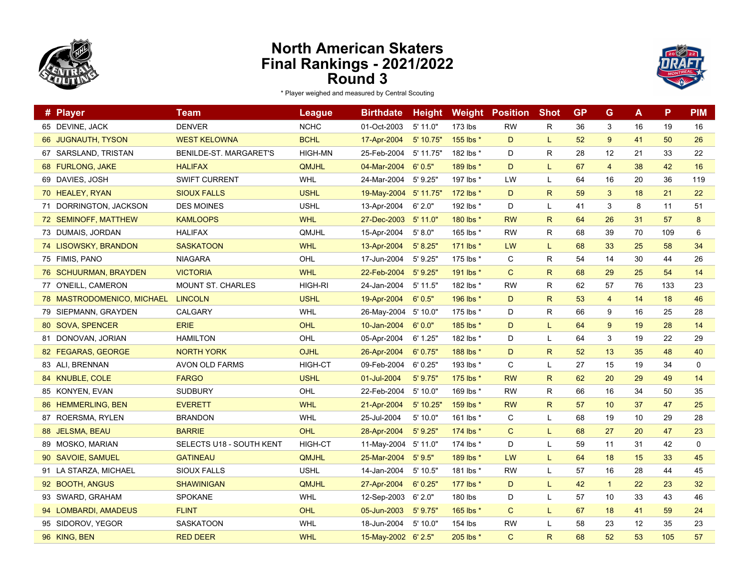# North American Skaters
# Final Rankings - 2021/2022
# Round 3

\* Player weighed and measured by Central Scouting

| # | Player | Team | League | Birthdate | Height | Weight | Position | Shot | GP | G | A | P | PIM |
|---|---|---|---|---|---|---|---|---|---|---|---|---|---|
| 65 | DEVINE, JACK | DENVER | NCHC | 01-Oct-2003 | 5' 11.0" | 173 lbs | RW | R | 36 | 3 | 16 | 19 | 16 |
| 66 | JUGNAUTH, TYSON | WEST KELOWNA | BCHL | 17-Apr-2004 | 5' 10.75" | 155 lbs * | D | L | 52 | 9 | 41 | 50 | 26 |
| 67 | SARSLAND, TRISTAN | BENILDE-ST. MARGARET'S | HIGH-MN | 25-Feb-2004 | 5' 11.75" | 182 lbs * | D | R | 28 | 12 | 21 | 33 | 22 |
| 68 | FURLONG, JAKE | HALIFAX | QMJHL | 04-Mar-2004 | 6' 0.5" | 189 lbs * | D | L | 67 | 4 | 38 | 42 | 16 |
| 69 | DAVIES, JOSH | SWIFT CURRENT | WHL | 24-Mar-2004 | 5' 9.25" | 197 lbs * | LW | L | 64 | 16 | 20 | 36 | 119 |
| 70 | HEALEY, RYAN | SIOUX FALLS | USHL | 19-May-2004 | 5' 11.75" | 172 lbs * | D | R | 59 | 3 | 18 | 21 | 22 |
| 71 | DORRINGTON, JACKSON | DES MOINES | USHL | 13-Apr-2004 | 6' 2.0" | 192 lbs * | D | L | 41 | 3 | 8 | 11 | 51 |
| 72 | SEMINOFF, MATTHEW | KAMLOOPS | WHL | 27-Dec-2003 | 5' 11.0" | 180 lbs * | RW | R | 64 | 26 | 31 | 57 | 8 |
| 73 | DUMAIS, JORDAN | HALIFAX | QMJHL | 15-Apr-2004 | 5' 8.0" | 165 lbs * | RW | R | 68 | 39 | 70 | 109 | 6 |
| 74 | LISOWSKY, BRANDON | SASKATOON | WHL | 13-Apr-2004 | 5' 8.25" | 171 lbs * | LW | L | 68 | 33 | 25 | 58 | 34 |
| 75 | FIMIS, PANO | NIAGARA | OHL | 17-Jun-2004 | 5' 9.25" | 175 lbs * | C | R | 54 | 14 | 30 | 44 | 26 |
| 76 | SCHUURMAN, BRAYDEN | VICTORIA | WHL | 22-Feb-2004 | 5' 9.25" | 191 lbs * | C | R | 68 | 29 | 25 | 54 | 14 |
| 77 | O'NEILL, CAMERON | MOUNT ST. CHARLES | HIGH-RI | 24-Jan-2004 | 5' 11.5" | 182 lbs * | RW | R | 62 | 57 | 76 | 133 | 23 |
| 78 | MASTRODOMENICO, MICHAEL | LINCOLN | USHL | 19-Apr-2004 | 6' 0.5" | 196 lbs * | D | R | 53 | 4 | 14 | 18 | 46 |
| 79 | SIEPMANN, GRAYDEN | CALGARY | WHL | 26-May-2004 | 5' 10.0" | 175 lbs * | D | R | 66 | 9 | 16 | 25 | 28 |
| 80 | SOVA, SPENCER | ERIE | OHL | 10-Jan-2004 | 6' 0.0" | 185 lbs * | D | L | 64 | 9 | 19 | 28 | 14 |
| 81 | DONOVAN, JORIAN | HAMILTON | OHL | 05-Apr-2004 | 6' 1.25" | 182 lbs * | D | L | 64 | 3 | 19 | 22 | 29 |
| 82 | FEGARAS, GEORGE | NORTH YORK | OJHL | 26-Apr-2004 | 6' 0.75" | 188 lbs * | D | R | 52 | 13 | 35 | 48 | 40 |
| 83 | ALI, BRENNAN | AVON OLD FARMS | HIGH-CT | 09-Feb-2004 | 6' 0.25" | 193 lbs * | C | L | 27 | 15 | 19 | 34 | 0 |
| 84 | KNUBLE, COLE | FARGO | USHL | 01-Jul-2004 | 5' 9.75" | 175 lbs * | RW | R | 62 | 20 | 29 | 49 | 14 |
| 85 | KONYEN, EVAN | SUDBURY | OHL | 22-Feb-2004 | 5' 10.0" | 169 lbs * | RW | R | 66 | 16 | 34 | 50 | 35 |
| 86 | HEMMERLING, BEN | EVERETT | WHL | 21-Apr-2004 | 5' 10.25" | 159 lbs * | RW | R | 57 | 10 | 37 | 47 | 25 |
| 87 | ROERSMA, RYLEN | BRANDON | WHL | 25-Jul-2004 | 5' 10.0" | 161 lbs * | C | L | 68 | 19 | 10 | 29 | 28 |
| 88 | JELSMA, BEAU | BARRIE | OHL | 28-Apr-2004 | 5' 9.25" | 174 lbs * | C | L | 68 | 27 | 20 | 47 | 23 |
| 89 | MOSKO, MARIAN | SELECTS U18 - SOUTH KENT | HIGH-CT | 11-May-2004 | 5' 11.0" | 174 lbs * | D | L | 59 | 11 | 31 | 42 | 0 |
| 90 | SAVOIE, SAMUEL | GATINEAU | QMJHL | 25-Mar-2004 | 5' 9.5" | 189 lbs * | LW | L | 64 | 18 | 15 | 33 | 45 |
| 91 | LA STARZA, MICHAEL | SIOUX FALLS | USHL | 14-Jan-2004 | 5' 10.5" | 181 lbs * | RW | L | 57 | 16 | 28 | 44 | 45 |
| 92 | BOOTH, ANGUS | SHAWINIGAN | QMJHL | 27-Apr-2004 | 6' 0.25" | 177 lbs * | D | L | 42 | 1 | 22 | 23 | 32 |
| 93 | SWARD, GRAHAM | SPOKANE | WHL | 12-Sep-2003 | 6' 2.0" | 180 lbs | D | L | 57 | 10 | 33 | 43 | 46 |
| 94 | LOMBARDI, AMADEUS | FLINT | OHL | 05-Jun-2003 | 5' 9.75" | 165 lbs * | C | L | 67 | 18 | 41 | 59 | 24 |
| 95 | SIDOROV, YEGOR | SASKATOON | WHL | 18-Jun-2004 | 5' 10.0" | 154 lbs | RW | L | 58 | 23 | 12 | 35 | 23 |
| 96 | KING, BEN | RED DEER | WHL | 15-May-2002 | 6' 2.5" | 205 lbs * | C | R | 68 | 52 | 53 | 105 | 57 |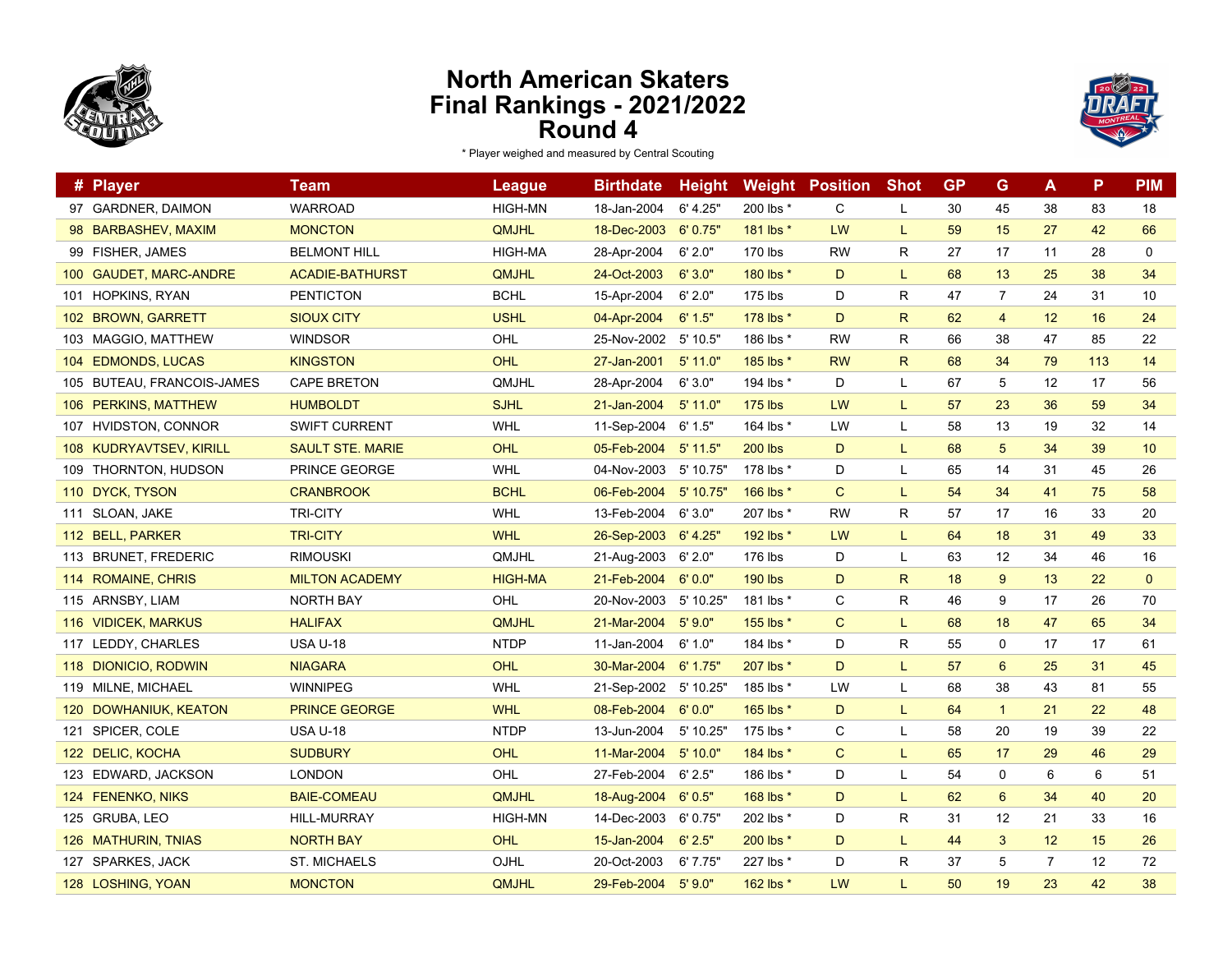# North American Skaters
# Final Rankings - 2021/2022
# Round 4

\* Player weighed and measured by Central Scouting

| # | Player | Team | League | Birthdate | Height | Weight | Position | Shot | GP | G | A | P | PIM |
|---|---|---|---|---|---|---|---|---|---|---|---|---|---|
| 97 | GARDNER, DAIMON | WARROAD | HIGH-MN | 18-Jan-2004 | 6' 4.25" | 200 lbs * | C | L | 30 | 45 | 38 | 83 | 18 |
| 98 | BARBASHEV, MAXIM | MONCTON | QMJHL | 18-Dec-2003 | 6' 0.75" | 181 lbs * | LW | L | 59 | 15 | 27 | 42 | 66 |
| 99 | FISHER, JAMES | BELMONT HILL | HIGH-MA | 28-Apr-2004 | 6' 2.0" | 170 lbs | RW | R | 27 | 17 | 11 | 28 | 0 |
| 100 | GAUDET, MARC-ANDRE | ACADIE-BATHURST | QMJHL | 24-Oct-2003 | 6' 3.0" | 180 lbs * | D | L | 68 | 13 | 25 | 38 | 34 |
| 101 | HOPKINS, RYAN | PENTICTON | BCHL | 15-Apr-2004 | 6' 2.0" | 175 lbs | D | R | 47 | 7 | 24 | 31 | 10 |
| 102 | BROWN, GARRETT | SIOUX CITY | USHL | 04-Apr-2004 | 6' 1.5" | 178 lbs * | D | R | 62 | 4 | 12 | 16 | 24 |
| 103 | MAGGIO, MATTHEW | WINDSOR | OHL | 25-Nov-2002 | 5' 10.5" | 186 lbs * | RW | R | 66 | 38 | 47 | 85 | 22 |
| 104 | EDMONDS, LUCAS | KINGSTON | OHL | 27-Jan-2001 | 5' 11.0" | 185 lbs * | RW | R | 68 | 34 | 79 | 113 | 14 |
| 105 | BUTEAU, FRANCOIS-JAMES | CAPE BRETON | QMJHL | 28-Apr-2004 | 6' 3.0" | 194 lbs * | D | L | 67 | 5 | 12 | 17 | 56 |
| 106 | PERKINS, MATTHEW | HUMBOLDT | SJHL | 21-Jan-2004 | 5' 11.0" | 175 lbs | LW | L | 57 | 23 | 36 | 59 | 34 |
| 107 | HVIDSTON, CONNOR | SWIFT CURRENT | WHL | 11-Sep-2004 | 6' 1.5" | 164 lbs * | LW | L | 58 | 13 | 19 | 32 | 14 |
| 108 | KUDRYAVTSEV, KIRILL | SAULT STE. MARIE | OHL | 05-Feb-2004 | 5' 11.5" | 200 lbs | D | L | 68 | 5 | 34 | 39 | 10 |
| 109 | THORNTON, HUDSON | PRINCE GEORGE | WHL | 04-Nov-2003 | 5' 10.75" | 178 lbs * | D | L | 65 | 14 | 31 | 45 | 26 |
| 110 | DYCK, TYSON | CRANBROOK | BCHL | 06-Feb-2004 | 5' 10.75" | 166 lbs * | C | L | 54 | 34 | 41 | 75 | 58 |
| 111 | SLOAN, JAKE | TRI-CITY | WHL | 13-Feb-2004 | 6' 3.0" | 207 lbs * | RW | R | 57 | 17 | 16 | 33 | 20 |
| 112 | BELL, PARKER | TRI-CITY | WHL | 26-Sep-2003 | 6' 4.25" | 192 lbs * | LW | L | 64 | 18 | 31 | 49 | 33 |
| 113 | BRUNET, FREDERIC | RIMOUSKI | QMJHL | 21-Aug-2003 | 6' 2.0" | 176 lbs | D | L | 63 | 12 | 34 | 46 | 16 |
| 114 | ROMAINE, CHRIS | MILTON ACADEMY | HIGH-MA | 21-Feb-2004 | 6' 0.0" | 190 lbs | D | R | 18 | 9 | 13 | 22 | 0 |
| 115 | ARNSBY, LIAM | NORTH BAY | OHL | 20-Nov-2003 | 5' 10.25" | 181 lbs * | C | R | 46 | 9 | 17 | 26 | 70 |
| 116 | VIDICEK, MARKUS | HALIFAX | QMJHL | 21-Mar-2004 | 5' 9.0" | 155 lbs * | C | L | 68 | 18 | 47 | 65 | 34 |
| 117 | LEDDY, CHARLES | USA U-18 | NTDP | 11-Jan-2004 | 6' 1.0" | 184 lbs * | D | R | 55 | 0 | 17 | 17 | 61 |
| 118 | DIONICIO, RODWIN | NIAGARA | OHL | 30-Mar-2004 | 6' 1.75" | 207 lbs * | D | L | 57 | 6 | 25 | 31 | 45 |
| 119 | MILNE, MICHAEL | WINNIPEG | WHL | 21-Sep-2002 | 5' 10.25" | 185 lbs * | LW | L | 68 | 38 | 43 | 81 | 55 |
| 120 | DOWHANIUK, KEATON | PRINCE GEORGE | WHL | 08-Feb-2004 | 6' 0.0" | 165 lbs * | D | L | 64 | 1 | 21 | 22 | 48 |
| 121 | SPICER, COLE | USA U-18 | NTDP | 13-Jun-2004 | 5' 10.25" | 175 lbs * | C | L | 58 | 20 | 19 | 39 | 22 |
| 122 | DELIC, KOCHA | SUDBURY | OHL | 11-Mar-2004 | 5' 10.0" | 184 lbs * | C | L | 65 | 17 | 29 | 46 | 29 |
| 123 | EDWARD, JACKSON | LONDON | OHL | 27-Feb-2004 | 6' 2.5" | 186 lbs * | D | L | 54 | 0 | 6 | 6 | 51 |
| 124 | FENENKO, NIKS | BAIE-COMEAU | QMJHL | 18-Aug-2004 | 6' 0.5" | 168 lbs * | D | L | 62 | 6 | 34 | 40 | 20 |
| 125 | GRUBA, LEO | HILL-MURRAY | HIGH-MN | 14-Dec-2003 | 6' 0.75" | 202 lbs * | D | R | 31 | 12 | 21 | 33 | 16 |
| 126 | MATHURIN, TNIAS | NORTH BAY | OHL | 15-Jan-2004 | 6' 2.5" | 200 lbs * | D | L | 44 | 3 | 12 | 15 | 26 |
| 127 | SPARKES, JACK | ST. MICHAELS | OJHL | 20-Oct-2003 | 6' 7.75" | 227 lbs * | D | R | 37 | 5 | 7 | 12 | 72 |
| 128 | LOSHING, YOAN | MONCTON | QMJHL | 29-Feb-2004 | 5' 9.0" | 162 lbs * | LW | L | 50 | 19 | 23 | 42 | 38 |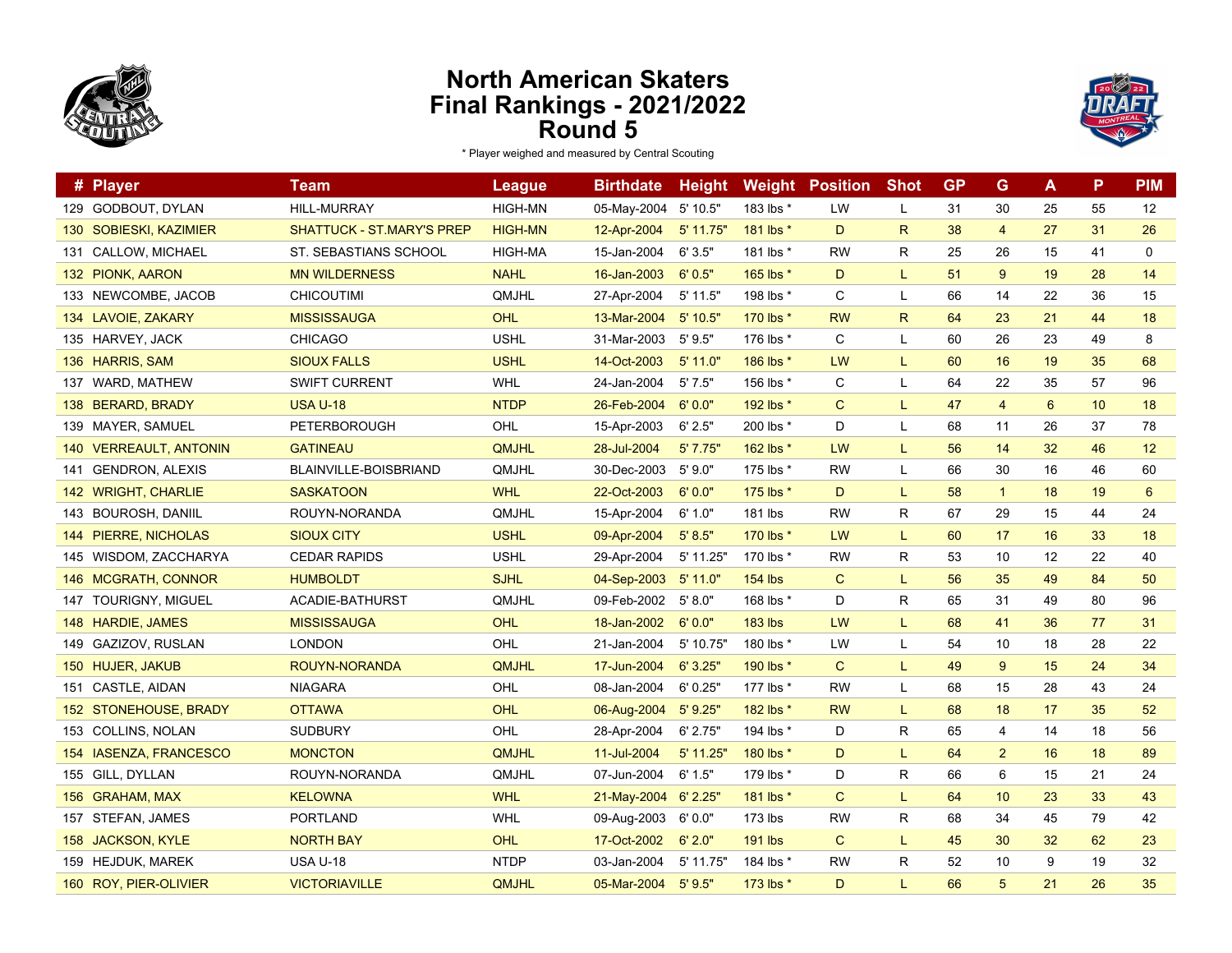# North American Skaters
# Final Rankings - 2021/2022
# Round 5

\* Player weighed and measured by Central Scouting

| # | Player | Team | League | Birthdate | Height | Weight | Position | Shot | GP | G | A | P | PIM |
|---|---|---|---|---|---|---|---|---|---|---|---|---|---|
| 129 | GODBOUT, DYLAN | HILL-MURRAY | HIGH-MN | 05-May-2004 | 5' 10.5" | 183 lbs * | LW | L | 31 | 30 | 25 | 55 | 12 |
| 130 | SOBIESKI, KAZIMIER | SHATTUCK - ST.MARY'S PREP | HIGH-MN | 12-Apr-2004 | 5' 11.75" | 181 lbs * | D | R | 38 | 4 | 27 | 31 | 26 |
| 131 | CALLOW, MICHAEL | ST. SEBASTIANS SCHOOL | HIGH-MA | 15-Jan-2004 | 6' 3.5" | 181 lbs * | RW | R | 25 | 26 | 15 | 41 | 0 |
| 132 | PIONK, AARON | MN WILDERNESS | NAHL | 16-Jan-2003 | 6' 0.5" | 165 lbs * | D | L | 51 | 9 | 19 | 28 | 14 |
| 133 | NEWCOMBE, JACOB | CHICOUTIMI | QMJHL | 27-Apr-2004 | 5' 11.5" | 198 lbs * | C | L | 66 | 14 | 22 | 36 | 15 |
| 134 | LAVOIE, ZAKARY | MISSISSAUGA | OHL | 13-Mar-2004 | 5' 10.5" | 170 lbs * | RW | R | 64 | 23 | 21 | 44 | 18 |
| 135 | HARVEY, JACK | CHICAGO | USHL | 31-Mar-2003 | 5' 9.5" | 176 lbs * | C | L | 60 | 26 | 23 | 49 | 8 |
| 136 | HARRIS, SAM | SIOUX FALLS | USHL | 14-Oct-2003 | 5' 11.0" | 186 lbs * | LW | L | 60 | 16 | 19 | 35 | 68 |
| 137 | WARD, MATHEW | SWIFT CURRENT | WHL | 24-Jan-2004 | 5' 7.5" | 156 lbs * | C | L | 64 | 22 | 35 | 57 | 96 |
| 138 | BERARD, BRADY | USA U-18 | NTDP | 26-Feb-2004 | 6' 0.0" | 192 lbs * | C | L | 47 | 4 | 6 | 10 | 18 |
| 139 | MAYER, SAMUEL | PETERBOROUGH | OHL | 15-Apr-2003 | 6' 2.5" | 200 lbs * | D | L | 68 | 11 | 26 | 37 | 78 |
| 140 | VERREAULT, ANTONIN | GATINEAU | QMJHL | 28-Jul-2004 | 5' 7.75" | 162 lbs * | LW | L | 56 | 14 | 32 | 46 | 12 |
| 141 | GENDRON, ALEXIS | BLAINVILLE-BOISBRIAND | QMJHL | 30-Dec-2003 | 5' 9.0" | 175 lbs * | RW | L | 66 | 30 | 16 | 46 | 60 |
| 142 | WRIGHT, CHARLIE | SASKATOON | WHL | 22-Oct-2003 | 6' 0.0" | 175 lbs * | D | L | 58 | 1 | 18 | 19 | 6 |
| 143 | BOUROSH, DANIIL | ROUYN-NORANDA | QMJHL | 15-Apr-2004 | 6' 1.0" | 181 lbs | RW | R | 67 | 29 | 15 | 44 | 24 |
| 144 | PIERRE, NICHOLAS | SIOUX CITY | USHL | 09-Apr-2004 | 5' 8.5" | 170 lbs * | LW | L | 60 | 17 | 16 | 33 | 18 |
| 145 | WISDOM, ZACCHARYA | CEDAR RAPIDS | USHL | 29-Apr-2004 | 5' 11.25" | 170 lbs * | RW | R | 53 | 10 | 12 | 22 | 40 |
| 146 | MCGRATH, CONNOR | HUMBOLDT | SJHL | 04-Sep-2003 | 5' 11.0" | 154 lbs | C | L | 56 | 35 | 49 | 84 | 50 |
| 147 | TOURIGNY, MIGUEL | ACADIE-BATHURST | QMJHL | 09-Feb-2002 | 5' 8.0" | 168 lbs * | D | R | 65 | 31 | 49 | 80 | 96 |
| 148 | HARDIE, JAMES | MISSISSAUGA | OHL | 18-Jan-2002 | 6' 0.0" | 183 lbs | LW | L | 68 | 41 | 36 | 77 | 31 |
| 149 | GAZIZOV, RUSLAN | LONDON | OHL | 21-Jan-2004 | 5' 10.75" | 180 lbs * | LW | L | 54 | 10 | 18 | 28 | 22 |
| 150 | HUJER, JAKUB | ROUYN-NORANDA | QMJHL | 17-Jun-2004 | 6' 3.25" | 190 lbs * | C | L | 49 | 9 | 15 | 24 | 34 |
| 151 | CASTLE, AIDAN | NIAGARA | OHL | 08-Jan-2004 | 6' 0.25" | 177 lbs * | RW | L | 68 | 15 | 28 | 43 | 24 |
| 152 | STONEHOUSE, BRADY | OTTAWA | OHL | 06-Aug-2004 | 5' 9.25" | 182 lbs * | RW | L | 68 | 18 | 17 | 35 | 52 |
| 153 | COLLINS, NOLAN | SUDBURY | OHL | 28-Apr-2004 | 6' 2.75" | 194 lbs * | D | R | 65 | 4 | 14 | 18 | 56 |
| 154 | IASENZA, FRANCESCO | MONCTON | QMJHL | 11-Jul-2004 | 5' 11.25" | 180 lbs * | D | L | 64 | 2 | 16 | 18 | 89 |
| 155 | GILL, DYLLAN | ROUYN-NORANDA | QMJHL | 07-Jun-2004 | 6' 1.5" | 179 lbs * | D | R | 66 | 6 | 15 | 21 | 24 |
| 156 | GRAHAM, MAX | KELOWNA | WHL | 21-May-2004 | 6' 2.25" | 181 lbs * | C | L | 64 | 10 | 23 | 33 | 43 |
| 157 | STEFAN, JAMES | PORTLAND | WHL | 09-Aug-2003 | 6' 0.0" | 173 lbs | RW | R | 68 | 34 | 45 | 79 | 42 |
| 158 | JACKSON, KYLE | NORTH BAY | OHL | 17-Oct-2002 | 6' 2.0" | 191 lbs | C | L | 45 | 30 | 32 | 62 | 23 |
| 159 | HEJDUK, MAREK | USA U-18 | NTDP | 03-Jan-2004 | 5' 11.75" | 184 lbs * | RW | R | 52 | 10 | 9 | 19 | 32 |
| 160 | ROY, PIER-OLIVIER | VICTORIAVILLE | QMJHL | 05-Mar-2004 | 5' 9.5" | 173 lbs * | D | L | 66 | 5 | 21 | 26 | 35 |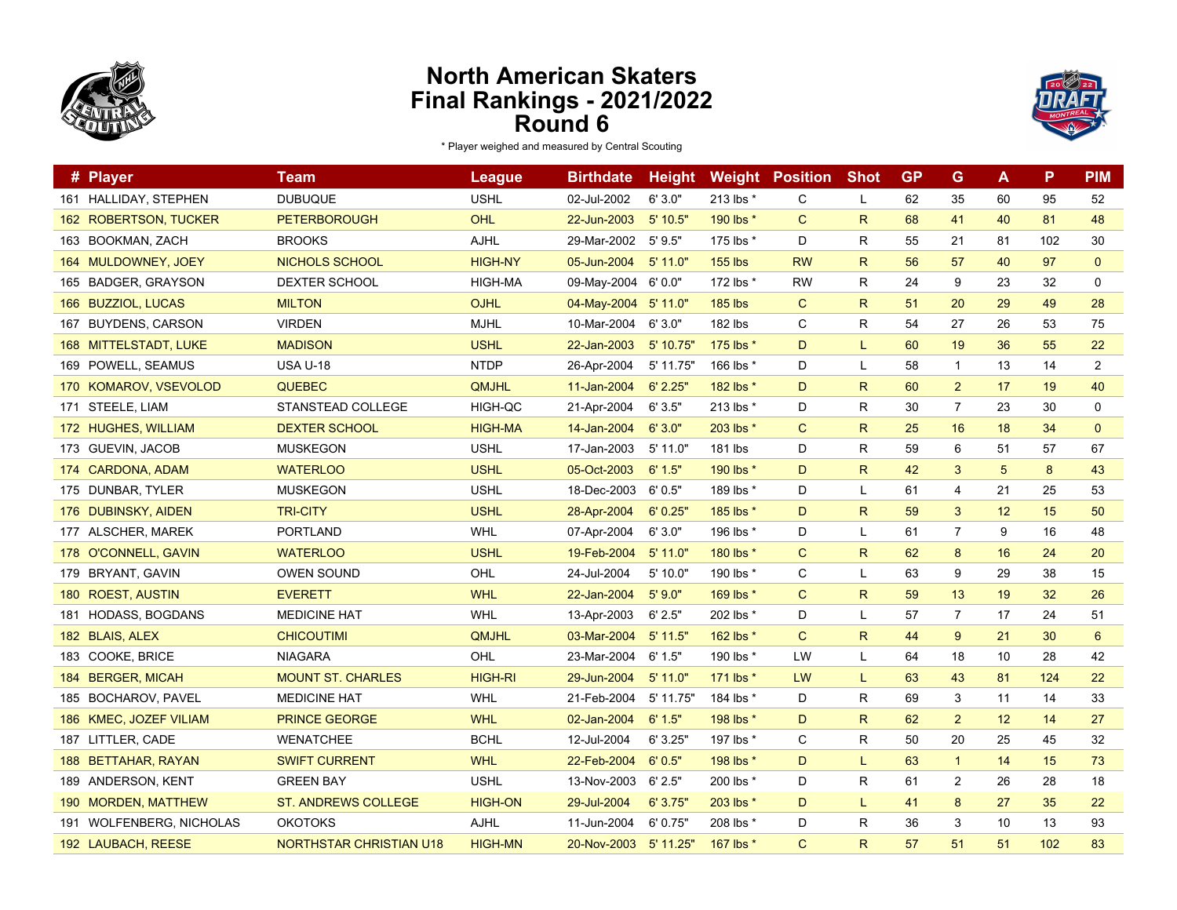# North American Skaters
# Final Rankings - 2021/2022
# Round 6

* Player weighed and measured by Central Scouting

| # | Player | Team | League | Birthdate | Height | Weight | Position | Shot | GP | G | A | P | PIM |
|---|---|---|---|---|---|---|---|---|---|---|---|---|---|
| 161 | HALLIDAY, STEPHEN | DUBUQUE | USHL | 02-Jul-2002 | 6' 3.0" | 213 lbs * | C | L | 62 | 35 | 60 | 95 | 52 |
| 162 | ROBERTSON, TUCKER | PETERBOROUGH | OHL | 22-Jun-2003 | 5' 10.5" | 190 lbs * | C | R | 68 | 41 | 40 | 81 | 48 |
| 163 | BOOKMAN, ZACH | BROOKS | AJHL | 29-Mar-2002 | 5' 9.5" | 175 lbs * | D | R | 55 | 21 | 81 | 102 | 30 |
| 164 | MULDOWNEY, JOEY | NICHOLS SCHOOL | HIGH-NY | 05-Jun-2004 | 5' 11.0" | 155 lbs | RW | R | 56 | 57 | 40 | 97 | 0 |
| 165 | BADGER, GRAYSON | DEXTER SCHOOL | HIGH-MA | 09-May-2004 | 6' 0.0" | 172 lbs * | RW | R | 24 | 9 | 23 | 32 | 0 |
| 166 | BUZZIOL, LUCAS | MILTON | OJHL | 04-May-2004 | 5' 11.0" | 185 lbs | C | R | 51 | 20 | 29 | 49 | 28 |
| 167 | BUYDENS, CARSON | VIRDEN | MJHL | 10-Mar-2004 | 6' 3.0" | 182 lbs | C | R | 54 | 27 | 26 | 53 | 75 |
| 168 | MITTELSTADT, LUKE | MADISON | USHL | 22-Jan-2003 | 5' 10.75" | 175 lbs * | D | L | 60 | 19 | 36 | 55 | 22 |
| 169 | POWELL, SEAMUS | USA U-18 | NTDP | 26-Apr-2004 | 5' 11.75" | 166 lbs * | D | L | 58 | 1 | 13 | 14 | 2 |
| 170 | KOMAROV, VSEVOLOD | QUEBEC | QMJHL | 11-Jan-2004 | 6' 2.25" | 182 lbs * | D | R | 60 | 2 | 17 | 19 | 40 |
| 171 | STEELE, LIAM | STANSTEAD COLLEGE | HIGH-QC | 21-Apr-2004 | 6' 3.5" | 213 lbs * | D | R | 30 | 7 | 23 | 30 | 0 |
| 172 | HUGHES, WILLIAM | DEXTER SCHOOL | HIGH-MA | 14-Jan-2004 | 6' 3.0" | 203 lbs * | C | R | 25 | 16 | 18 | 34 | 0 |
| 173 | GUEVIN, JACOB | MUSKEGON | USHL | 17-Jan-2003 | 5' 11.0" | 181 lbs | D | R | 59 | 6 | 51 | 57 | 67 |
| 174 | CARDONA, ADAM | WATERLOO | USHL | 05-Oct-2003 | 6' 1.5" | 190 lbs * | D | R | 42 | 3 | 5 | 8 | 43 |
| 175 | DUNBAR, TYLER | MUSKEGON | USHL | 18-Dec-2003 | 6' 0.5" | 189 lbs * | D | L | 61 | 4 | 21 | 25 | 53 |
| 176 | DUBINSKY, AIDEN | TRI-CITY | USHL | 28-Apr-2004 | 6' 0.25" | 185 lbs * | D | R | 59 | 3 | 12 | 15 | 50 |
| 177 | ALSCHER, MAREK | PORTLAND | WHL | 07-Apr-2004 | 6' 3.0" | 196 lbs * | D | L | 61 | 7 | 9 | 16 | 48 |
| 178 | O'CONNELL, GAVIN | WATERLOO | USHL | 19-Feb-2004 | 5' 11.0" | 180 lbs * | C | R | 62 | 8 | 16 | 24 | 20 |
| 179 | BRYANT, GAVIN | OWEN SOUND | OHL | 24-Jul-2004 | 5' 10.0" | 190 lbs * | C | L | 63 | 9 | 29 | 38 | 15 |
| 180 | ROEST, AUSTIN | EVERETT | WHL | 22-Jan-2004 | 5' 9.0" | 169 lbs * | C | R | 59 | 13 | 19 | 32 | 26 |
| 181 | HODASS, BOGDANS | MEDICINE HAT | WHL | 13-Apr-2003 | 6' 2.5" | 202 lbs * | D | L | 57 | 7 | 17 | 24 | 51 |
| 182 | BLAIS, ALEX | CHICOUTIMI | QMJHL | 03-Mar-2004 | 5' 11.5" | 162 lbs * | C | R | 44 | 9 | 21 | 30 | 6 |
| 183 | COOKE, BRICE | NIAGARA | OHL | 23-Mar-2004 | 6' 1.5" | 190 lbs * | LW | L | 64 | 18 | 10 | 28 | 42 |
| 184 | BERGER, MICAH | MOUNT ST. CHARLES | HIGH-RI | 29-Jun-2004 | 5' 11.0" | 171 lbs * | LW | L | 63 | 43 | 81 | 124 | 22 |
| 185 | BOCHAROV, PAVEL | MEDICINE HAT | WHL | 21-Feb-2004 | 5' 11.75" | 184 lbs * | D | R | 69 | 3 | 11 | 14 | 33 |
| 186 | KMEC, JOZEF VILIAM | PRINCE GEORGE | WHL | 02-Jan-2004 | 6' 1.5" | 198 lbs * | D | R | 62 | 2 | 12 | 14 | 27 |
| 187 | LITTLER, CADE | WENATCHEE | BCHL | 12-Jul-2004 | 6' 3.25" | 197 lbs * | C | R | 50 | 20 | 25 | 45 | 32 |
| 188 | BETTAHAR, RAYAN | SWIFT CURRENT | WHL | 22-Feb-2004 | 6' 0.5" | 198 lbs * | D | L | 63 | 1 | 14 | 15 | 73 |
| 189 | ANDERSON, KENT | GREEN BAY | USHL | 13-Nov-2003 | 6' 2.5" | 200 lbs * | D | R | 61 | 2 | 26 | 28 | 18 |
| 190 | MORDEN, MATTHEW | ST. ANDREWS COLLEGE | HIGH-ON | 29-Jul-2004 | 6' 3.75" | 203 lbs * | D | L | 41 | 8 | 27 | 35 | 22 |
| 191 | WOLFENBERG, NICHOLAS | OKOTOKS | AJHL | 11-Jun-2004 | 6' 0.75" | 208 lbs * | D | R | 36 | 3 | 10 | 13 | 93 |
| 192 | LAUBACH, REESE | NORTHSTAR CHRISTIAN U18 | HIGH-MN | 20-Nov-2003 | 5' 11.25" | 167 lbs * | C | R | 57 | 51 | 51 | 102 | 83 |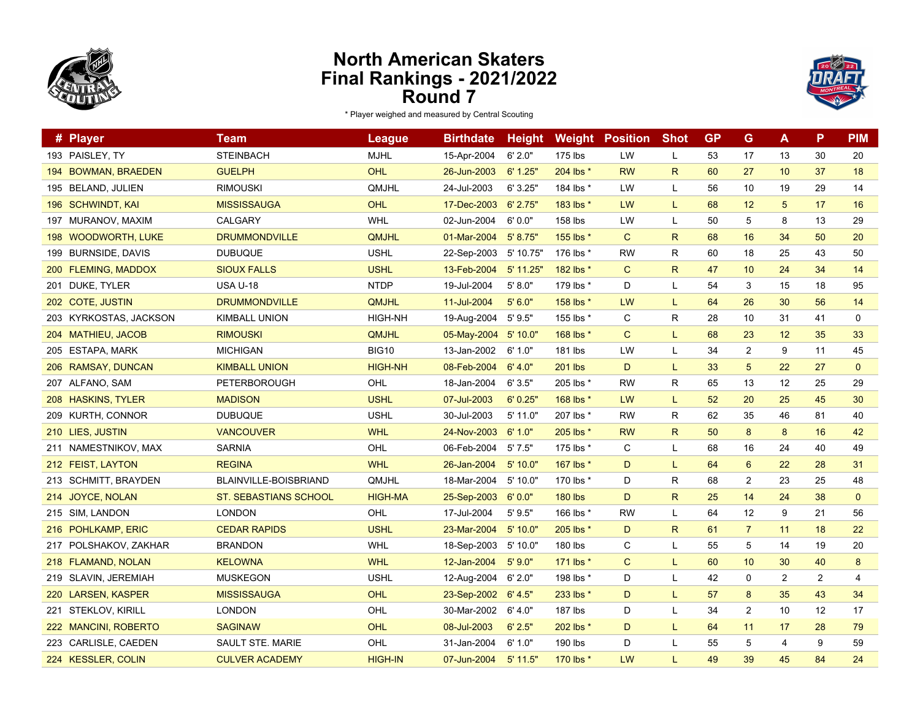# North American Skaters
# Final Rankings - 2021/2022
# Round 7

\* Player weighed and measured by Central Scouting

| # | Player | Team | League | Birthdate | Height | Weight | Position | Shot | GP | G | A | P | PIM |
|---|---|---|---|---|---|---|---|---|---|---|---|---|---|
| 193 | PAISLEY, TY | STEINBACH | MJHL | 15-Apr-2004 | 6' 2.0" | 175 lbs | LW | L | 53 | 17 | 13 | 30 | 20 |
| 194 | BOWMAN, BRAEDEN | GUELPH | OHL | 26-Jun-2003 | 6' 1.25" | 204 lbs * | RW | R | 60 | 27 | 10 | 37 | 18 |
| 195 | BELAND, JULIEN | RIMOUSKI | QMJHL | 24-Jul-2003 | 6' 3.25" | 184 lbs * | LW | L | 56 | 10 | 19 | 29 | 14 |
| 196 | SCHWINDT, KAI | MISSISSAUGA | OHL | 17-Dec-2003 | 6' 2.75" | 183 lbs * | LW | L | 68 | 12 | 5 | 17 | 16 |
| 197 | MURANOV, MAXIM | CALGARY | WHL | 02-Jun-2004 | 6' 0.0" | 158 lbs | LW | L | 50 | 5 | 8 | 13 | 29 |
| 198 | WOODWORTH, LUKE | DRUMMONDVILLE | QMJHL | 01-Mar-2004 | 5' 8.75" | 155 lbs * | C | R | 68 | 16 | 34 | 50 | 20 |
| 199 | BURNSIDE, DAVIS | DUBUQUE | USHL | 22-Sep-2003 | 5' 10.75" | 176 lbs * | RW | R | 60 | 18 | 25 | 43 | 50 |
| 200 | FLEMING, MADDOX | SIOUX FALLS | USHL | 13-Feb-2004 | 5' 11.25" | 182 lbs * | C | R | 47 | 10 | 24 | 34 | 14 |
| 201 | DUKE, TYLER | USA U-18 | NTDP | 19-Jul-2004 | 5' 8.0" | 179 lbs * | D | L | 54 | 3 | 15 | 18 | 95 |
| 202 | COTE, JUSTIN | DRUMMONDVILLE | QMJHL | 11-Jul-2004 | 5' 6.0" | 158 lbs * | LW | L | 64 | 26 | 30 | 56 | 14 |
| 203 | KYRKOSTAS, JACKSON | KIMBALL UNION | HIGH-NH | 19-Aug-2004 | 5' 9.5" | 155 lbs * | C | R | 28 | 10 | 31 | 41 | 0 |
| 204 | MATHIEU, JACOB | RIMOUSKI | QMJHL | 05-May-2004 | 5' 10.0" | 168 lbs * | C | L | 68 | 23 | 12 | 35 | 33 |
| 205 | ESTAPA, MARK | MICHIGAN | BIG10 | 13-Jan-2002 | 6' 1.0" | 181 lbs | LW | L | 34 | 2 | 9 | 11 | 45 |
| 206 | RAMSAY, DUNCAN | KIMBALL UNION | HIGH-NH | 08-Feb-2004 | 6' 4.0" | 201 lbs | D | L | 33 | 5 | 22 | 27 | 0 |
| 207 | ALFANO, SAM | PETERBOROUGH | OHL | 18-Jan-2004 | 6' 3.5" | 205 lbs * | RW | R | 65 | 13 | 12 | 25 | 29 |
| 208 | HASKINS, TYLER | MADISON | USHL | 07-Jul-2003 | 6' 0.25" | 168 lbs * | LW | L | 52 | 20 | 25 | 45 | 30 |
| 209 | KURTH, CONNOR | DUBUQUE | USHL | 30-Jul-2003 | 5' 11.0" | 207 lbs * | RW | R | 62 | 35 | 46 | 81 | 40 |
| 210 | LIES, JUSTIN | VANCOUVER | WHL | 24-Nov-2003 | 6' 1.0" | 205 lbs * | RW | R | 50 | 8 | 8 | 16 | 42 |
| 211 | NAMESTNIKOV, MAX | SARNIA | OHL | 06-Feb-2004 | 5' 7.5" | 175 lbs * | C | L | 68 | 16 | 24 | 40 | 49 |
| 212 | FEIST, LAYTON | REGINA | WHL | 26-Jan-2004 | 5' 10.0" | 167 lbs * | D | L | 64 | 6 | 22 | 28 | 31 |
| 213 | SCHMITT, BRAYDEN | BLAINVILLE-BOISBRIAND | QMJHL | 18-Mar-2004 | 5' 10.0" | 170 lbs * | D | R | 68 | 2 | 23 | 25 | 48 |
| 214 | JOYCE, NOLAN | ST. SEBASTIANS SCHOOL | HIGH-MA | 25-Sep-2003 | 6' 0.0" | 180 lbs | D | R | 25 | 14 | 24 | 38 | 0 |
| 215 | SIM, LANDON | LONDON | OHL | 17-Jul-2004 | 5' 9.5" | 166 lbs * | RW | L | 64 | 12 | 9 | 21 | 56 |
| 216 | POHLKAMP, ERIC | CEDAR RAPIDS | USHL | 23-Mar-2004 | 5' 10.0" | 205 lbs * | D | R | 61 | 7 | 11 | 18 | 22 |
| 217 | POLSHAKOV, ZAKHAR | BRANDON | WHL | 18-Sep-2003 | 5' 10.0" | 180 lbs | C | L | 55 | 5 | 14 | 19 | 20 |
| 218 | FLAMAND, NOLAN | KELOWNA | WHL | 12-Jan-2004 | 5' 9.0" | 171 lbs * | C | L | 60 | 10 | 30 | 40 | 8 |
| 219 | SLAVIN, JEREMIAH | MUSKEGON | USHL | 12-Aug-2004 | 6' 2.0" | 198 lbs * | D | L | 42 | 0 | 2 | 2 | 4 |
| 220 | LARSEN, KASPER | MISSISSAUGA | OHL | 23-Sep-2002 | 6' 4.5" | 233 lbs * | D | L | 57 | 8 | 35 | 43 | 34 |
| 221 | STEKLOV, KIRILL | LONDON | OHL | 30-Mar-2002 | 6' 4.0" | 187 lbs | D | L | 34 | 2 | 10 | 12 | 17 |
| 222 | MANCINI, ROBERTO | SAGINAW | OHL | 08-Jul-2003 | 6' 2.5" | 202 lbs * | D | L | 64 | 11 | 17 | 28 | 79 |
| 223 | CARLISLE, CAEDEN | SAULT STE. MARIE | OHL | 31-Jan-2004 | 6' 1.0" | 190 lbs | D | L | 55 | 5 | 4 | 9 | 59 |
| 224 | KESSLER, COLIN | CULVER ACADEMY | HIGH-IN | 07-Jun-2004 | 5' 11.5" | 170 lbs * | LW | L | 49 | 39 | 45 | 84 | 24 |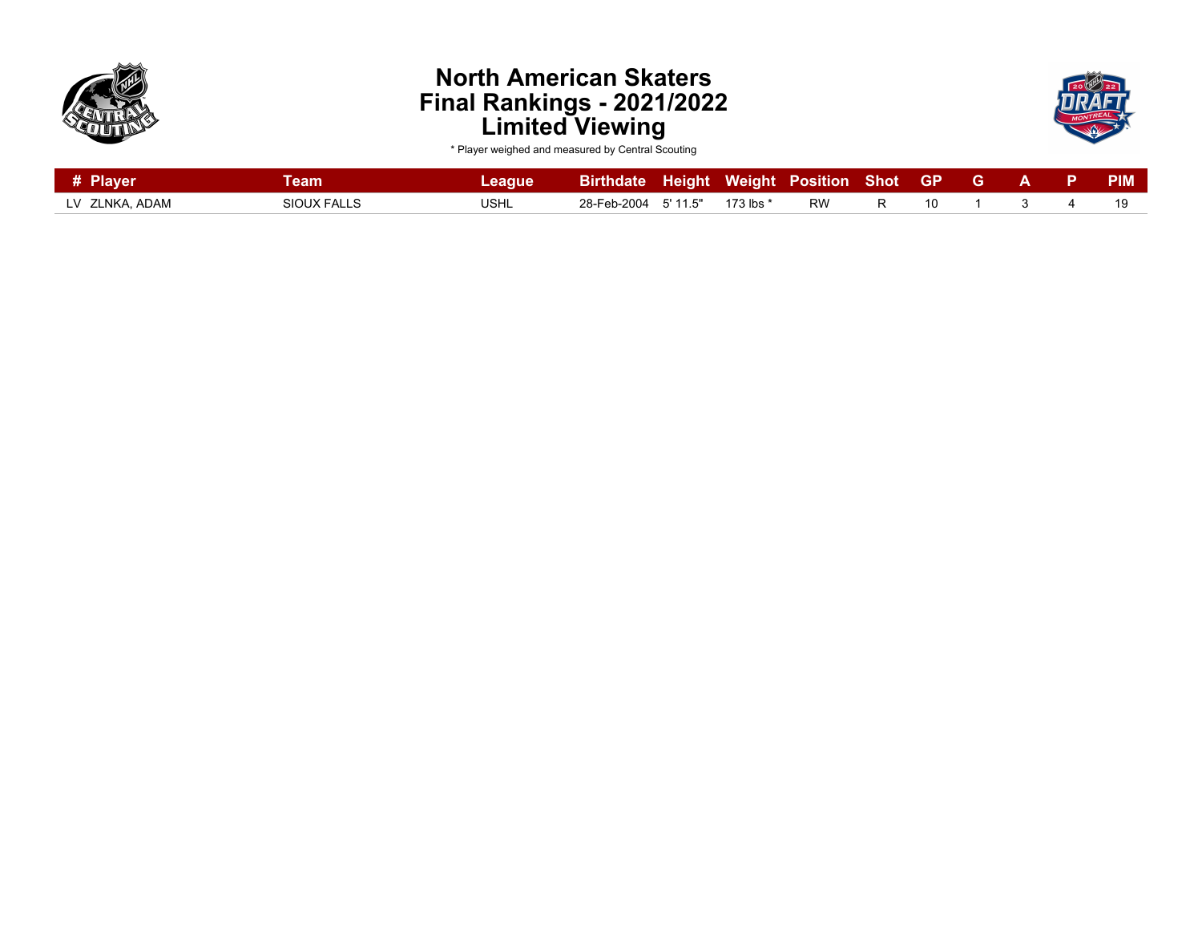# North American Skaters
# Final Rankings - 2021/2022
# Limited Viewing

* Player weighed and measured by Central Scouting

| # | Player | Team | League | Birthdate | Height | Weight | Position | Shot | GP | G | A | P | PIM |
|---|---|---|---|---|---|---|---|---|---|---|---|---|---|
| LV | ZLNKA, ADAM | SIOUX FALLS | USHL | 28-Feb-2004 | 5' 11.5" | 173 lbs * | RW | R | 10 | 1 | 3 | 4 | 19 |